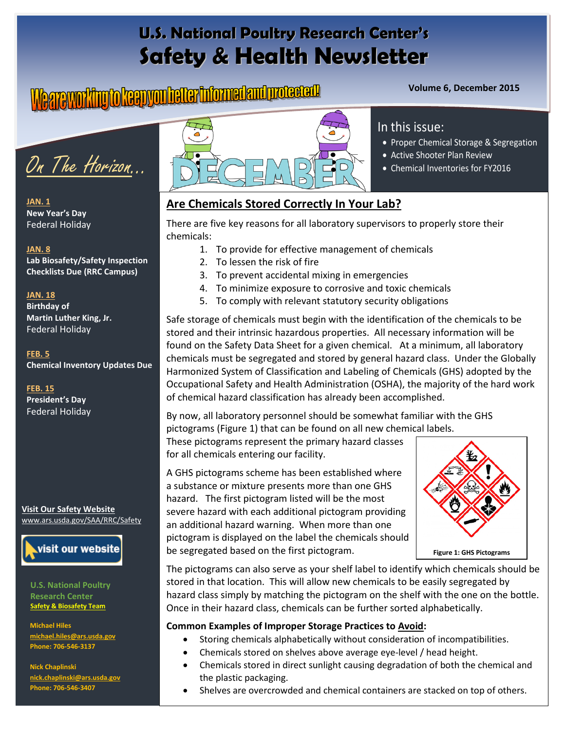# U.S. National Poultry Research Center's Safety & Health Newsletter

**We are working to keep you better informed and protected!**

**Volume 6, December 2015**

## In this issue:

- Proper Chemical Storage & Segregation
- Active Shooter Plan Review
- Chemical Inventories for FY2016

## On The Horizon...

**JAN. 1**
**New Year's Day**
Federal Holiday

**JAN. 8**
**Lab Biosafety/Safety Inspection Checklists Due (RRC Campus)**

**JAN. 18**
**Birthday of Martin Luther King, Jr.**
Federal Holiday

**FEB. 5**
**Chemical Inventory Updates Due**

**FEB. 15**
**President's Day**
Federal Holiday

**Visit Our Safety Website**
www.ars.usda.gov/SAA/RRC/Safety

visit our website

**U.S. National Poultry Research Center**
**Safety & Biosafety Team**

**Michael Hiles**
**michael.hiles@ars.usda.gov**
**Phone: 706-546-3137**

**Nick Chaplinski**
**nick.chaplinski@ars.usda.gov**
**Phone: 706-546-3407**

## Are Chemicals Stored Correctly In Your Lab?

There are five key reasons for all laboratory supervisors to properly store their chemicals:

1. To provide for effective management of chemicals
2. To lessen the risk of fire
3. To prevent accidental mixing in emergencies
4. To minimize exposure to corrosive and toxic chemicals
5. To comply with relevant statutory security obligations

Safe storage of chemicals must begin with the identification of the chemicals to be stored and their intrinsic hazardous properties. All necessary information will be found on the Safety Data Sheet for a given chemical. At a minimum, all laboratory chemicals must be segregated and stored by general hazard class. Under the Globally Harmonized System of Classification and Labeling of Chemicals (GHS) adopted by the Occupational Safety and Health Administration (OSHA), the majority of the hard work of chemical hazard classification has already been accomplished.

By now, all laboratory personnel should be somewhat familiar with the GHS pictograms (Figure 1) that can be found on all new chemical labels. These pictograms represent the primary hazard classes for all chemicals entering our facility.

A GHS pictograms scheme has been established where a substance or mixture presents more than one GHS hazard. The first pictogram listed will be the most severe hazard with each additional pictogram providing an additional hazard warning. When more than one pictogram is displayed on the label the chemicals should be segregated based on the first pictogram.

**Figure 1: GHS Pictograms**

The pictograms can also serve as your shelf label to identify which chemicals should be stored in that location. This will allow new chemicals to be easily segregated by hazard class simply by matching the pictogram on the shelf with the one on the bottle. Once in their hazard class, chemicals can be further sorted alphabetically.

**Common Examples of Improper Storage Practices to Avoid:**

- Storing chemicals alphabetically without consideration of incompatibilities.
- Chemicals stored on shelves above average eye-level / head height.
- Chemicals stored in direct sunlight causing degradation of both the chemical and the plastic packaging.
- Shelves are overcrowded and chemical containers are stacked on top of others.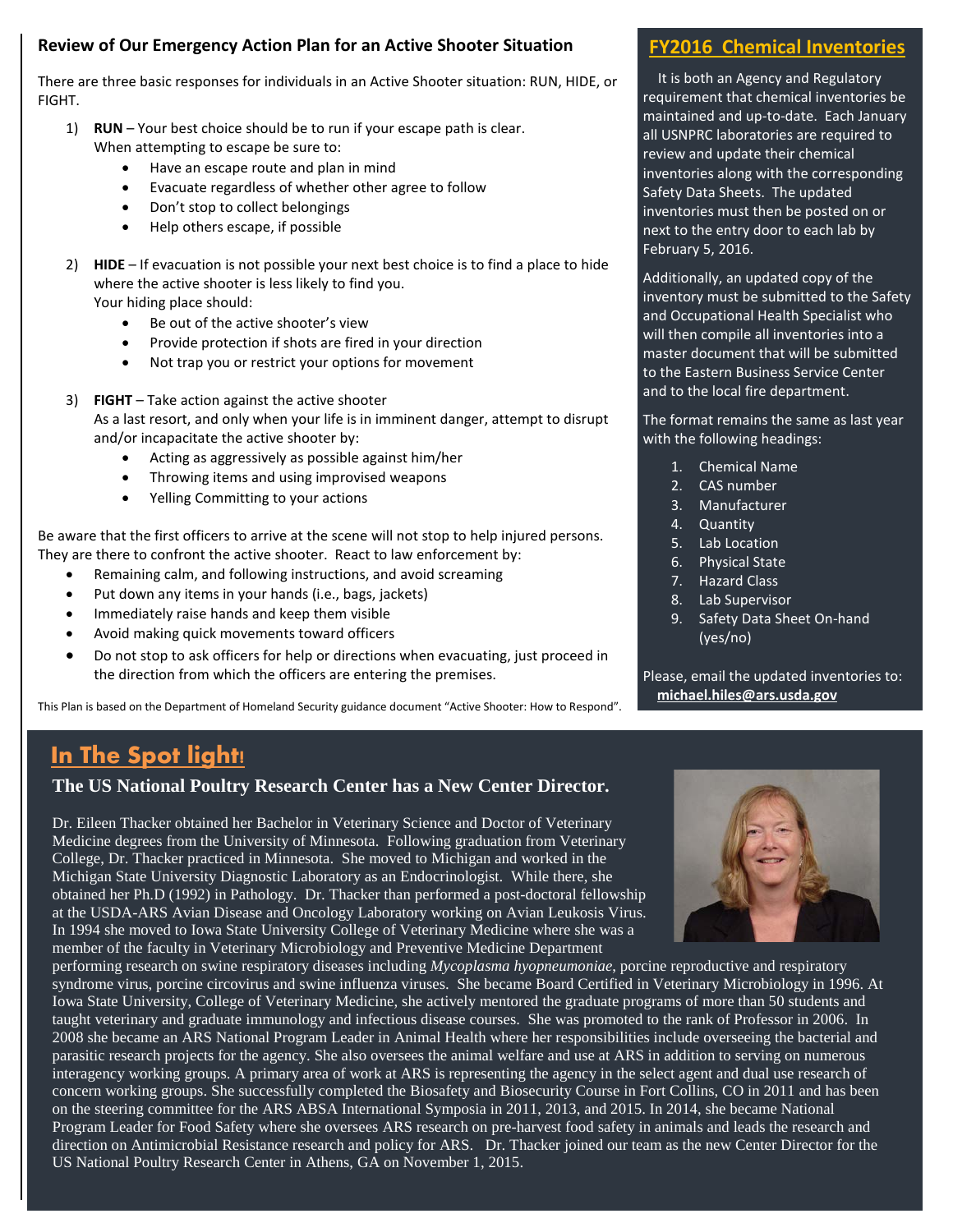## Review of Our Emergency Action Plan for an Active Shooter Situation

There are three basic responses for individuals in an Active Shooter situation: RUN, HIDE, or FIGHT.

1) **RUN** – Your best choice should be to run if your escape path is clear.
   When attempting to escape be sure to:
   - Have an escape route and plan in mind
   - Evacuate regardless of whether other agree to follow
   - Don't stop to collect belongings
   - Help others escape, if possible

2) **HIDE** – If evacuation is not possible your next best choice is to find a place to hide where the active shooter is less likely to find you.
   Your hiding place should:
   - Be out of the active shooter's view
   - Provide protection if shots are fired in your direction
   - Not trap you or restrict your options for movement

3) **FIGHT** – Take action against the active shooter
   As a last resort, and only when your life is in imminent danger, attempt to disrupt and/or incapacitate the active shooter by:
   - Acting as aggressively as possible against him/her
   - Throwing items and using improvised weapons
   - Yelling Committing to your actions

Be aware that the first officers to arrive at the scene will not stop to help injured persons. They are there to confront the active shooter. React to law enforcement by:

- Remaining calm, and following instructions, and avoid screaming
- Put down any items in your hands (i.e., bags, jackets)
- Immediately raise hands and keep them visible
- Avoid making quick movements toward officers
- Do not stop to ask officers for help or directions when evacuating, just proceed in the direction from which the officers are entering the premises.

This Plan is based on the Department of Homeland Security guidance document "Active Shooter: How to Respond".

## FY2016 Chemical Inventories

It is both an Agency and Regulatory requirement that chemical inventories be maintained and up-to-date. Each January all USNPRC laboratories are required to review and update their chemical inventories along with the corresponding Safety Data Sheets. The updated inventories must then be posted on or next to the entry door to each lab by February 5, 2016.

Additionally, an updated copy of the inventory must be submitted to the Safety and Occupational Health Specialist who will then compile all inventories into a master document that will be submitted to the Eastern Business Service Center and to the local fire department.

The format remains the same as last year with the following headings:

1. Chemical Name
2. CAS number
3. Manufacturer
4. Quantity
5. Lab Location
6. Physical State
7. Hazard Class
8. Lab Supervisor
9. Safety Data Sheet On-hand (yes/no)

Please, email the updated inventories to: **michael.hiles@ars.usda.gov**

## In The Spot light!

### The US National Poultry Research Center has a New Center Director.

Dr. Eileen Thacker obtained her Bachelor in Veterinary Science and Doctor of Veterinary Medicine degrees from the University of Minnesota. Following graduation from Veterinary College, Dr. Thacker practiced in Minnesota. She moved to Michigan and worked in the Michigan State University Diagnostic Laboratory as an Endocrinologist. While there, she obtained her Ph.D (1992) in Pathology. Dr. Thacker than performed a post-doctoral fellowship at the USDA-ARS Avian Disease and Oncology Laboratory working on Avian Leukosis Virus. In 1994 she moved to Iowa State University College of Veterinary Medicine where she was a member of the faculty in Veterinary Microbiology and Preventive Medicine Department performing research on swine respiratory diseases including *Mycoplasma hyopneumoniae*, porcine reproductive and respiratory syndrome virus, porcine circovirus and swine influenza viruses. She became Board Certified in Veterinary Microbiology in 1996. At Iowa State University, College of Veterinary Medicine, she actively mentored the graduate programs of more than 50 students and taught veterinary and graduate immunology and infectious disease courses. She was promoted to the rank of Professor in 2006. In 2008 she became an ARS National Program Leader in Animal Health where her responsibilities include overseeing the bacterial and parasitic research projects for the agency. She also oversees the animal welfare and use at ARS in addition to serving on numerous interagency working groups. A primary area of work at ARS is representing the agency in the select agent and dual use research of concern working groups. She successfully completed the Biosafety and Biosecurity Course in Fort Collins, CO in 2011 and has been on the steering committee for the ARS ABSA International Symposia in 2011, 2013, and 2015. In 2014, she became National Program Leader for Food Safety where she oversees ARS research on pre-harvest food safety in animals and leads the research and direction on Antimicrobial Resistance research and policy for ARS. Dr. Thacker joined our team as the new Center Director for the US National Poultry Research Center in Athens, GA on November 1, 2015.